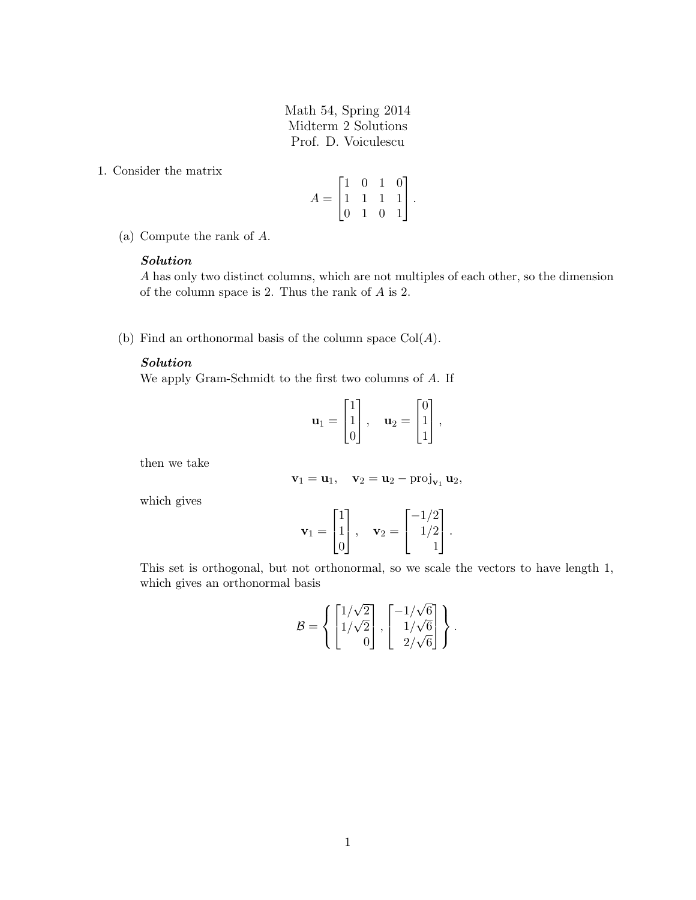# Math 54, Spring 2014
## Midterm 2 Solutions
### Prof. D. Voiculescu

1. Consider the matrix

$$A = \begin{bmatrix} 1 & 0 & 1 & 0 \\ 1 & 1 & 1 & 1 \\ 0 & 1 & 0 & 1 \end{bmatrix}.$$

(a) Compute the rank of $A$.

***Solution***

$A$ has only two distinct columns, which are not multiples of each other, so the dimension of the column space is 2. Thus the rank of $A$ is 2.

(b) Find an orthonormal basis of the column space $\text{Col}(A)$.

***Solution***

We apply Gram-Schmidt to the first two columns of $A$. If

$$\mathbf{u}_1 = \begin{bmatrix} 1 \\ 1 \\ 0 \end{bmatrix}, \quad \mathbf{u}_2 = \begin{bmatrix} 0 \\ 1 \\ 1 \end{bmatrix},$$

then we take

$$\mathbf{v}_1 = \mathbf{u}_1, \quad \mathbf{v}_2 = \mathbf{u}_2 - \text{proj}_{\mathbf{v}_1} \mathbf{u}_2,$$

which gives

$$\mathbf{v}_1 = \begin{bmatrix} 1 \\ 1 \\ 0 \end{bmatrix}, \quad \mathbf{v}_2 = \begin{bmatrix} -1/2 \\ 1/2 \\ 1 \end{bmatrix}.$$

This set is orthogonal, but not orthonormal, so we scale the vectors to have length 1, which gives an orthonormal basis

$$\mathcal{B} = \left\{ \begin{bmatrix} 1/\sqrt{2} \\ 1/\sqrt{2} \\ 0 \end{bmatrix}, \begin{bmatrix} -1/\sqrt{6} \\ 1/\sqrt{6} \\ 2/\sqrt{6} \end{bmatrix} \right\}.$$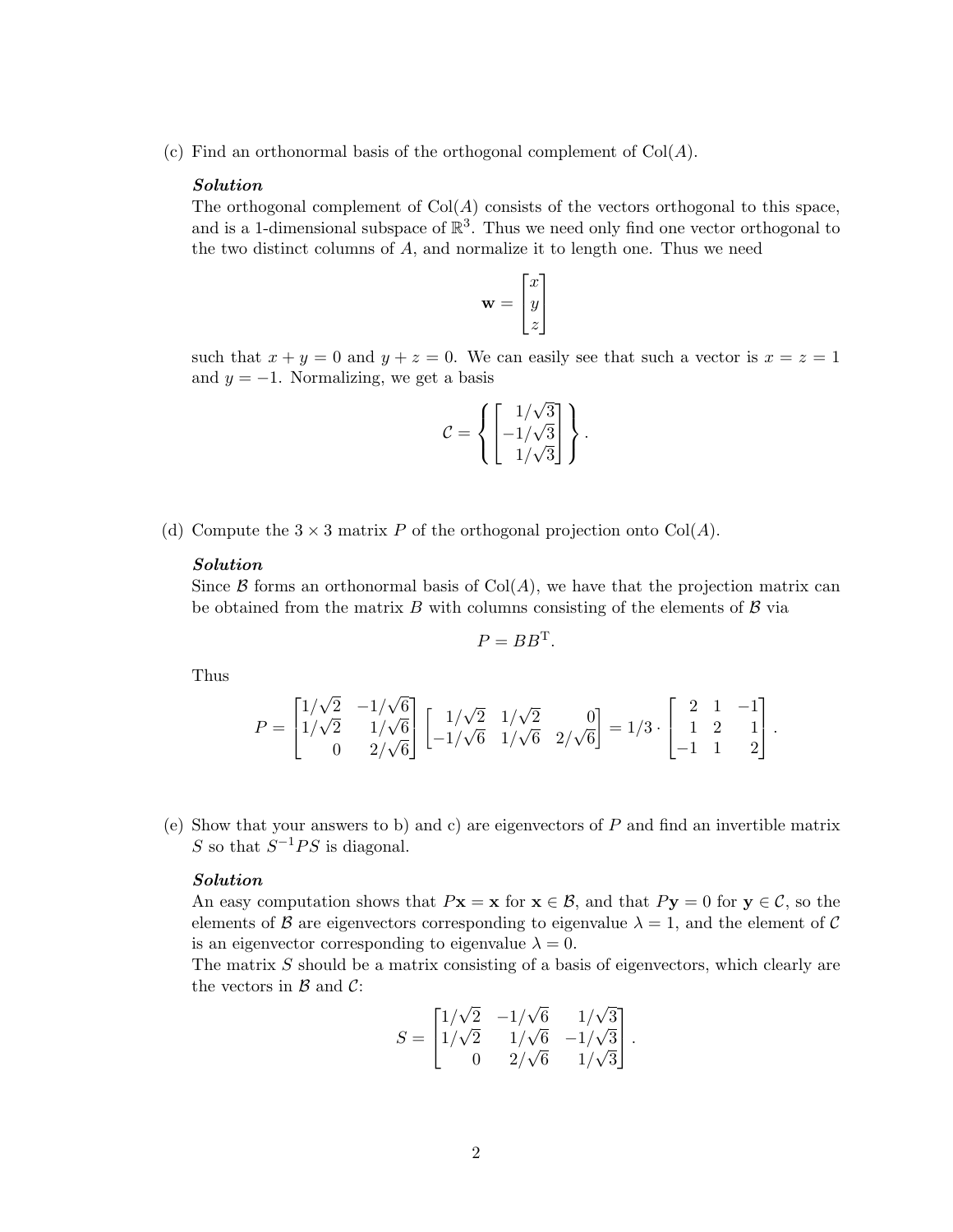(c) Find an orthonormal basis of the orthogonal complement of $\mathrm{Col}(A)$.

***Solution***

The orthogonal complement of $\mathrm{Col}(A)$ consists of the vectors orthogonal to this space, and is a 1-dimensional subspace of $\mathbb{R}^3$. Thus we need only find one vector orthogonal to the two distinct columns of $A$, and normalize it to length one. Thus we need

$$\mathbf{w} = \begin{bmatrix} x \\ y \\ z \end{bmatrix}$$

such that $x + y = 0$ and $y + z = 0$. We can easily see that such a vector is $x = z = 1$ and $y = -1$. Normalizing, we get a basis

$$\mathcal{C} = \left\{ \begin{bmatrix} 1/\sqrt{3} \\ -1/\sqrt{3} \\ 1/\sqrt{3} \end{bmatrix} \right\}.$$

(d) Compute the $3 \times 3$ matrix $P$ of the orthogonal projection onto $\mathrm{Col}(A)$.

***Solution***

Since $\mathcal{B}$ forms an orthonormal basis of $\mathrm{Col}(A)$, we have that the projection matrix can be obtained from the matrix $B$ with columns consisting of the elements of $\mathcal{B}$ via

$$P = BB^{\mathrm{T}}.$$

Thus

$$P = \begin{bmatrix} 1/\sqrt{2} & -1/\sqrt{6} \\ 1/\sqrt{2} & 1/\sqrt{6} \\ 0 & 2/\sqrt{6} \end{bmatrix} \begin{bmatrix} 1/\sqrt{2} & 1/\sqrt{2} & 0 \\ -1/\sqrt{6} & 1/\sqrt{6} & 2/\sqrt{6} \end{bmatrix} = 1/3 \cdot \begin{bmatrix} 2 & 1 & -1 \\ 1 & 2 & 1 \\ -1 & 1 & 2 \end{bmatrix}.$$

(e) Show that your answers to b) and c) are eigenvectors of $P$ and find an invertible matrix $S$ so that $S^{-1}PS$ is diagonal.

***Solution***

An easy computation shows that $P\mathbf{x} = \mathbf{x}$ for $\mathbf{x} \in \mathcal{B}$, and that $P\mathbf{y} = 0$ for $\mathbf{y} \in \mathcal{C}$, so the elements of $\mathcal{B}$ are eigenvectors corresponding to eigenvalue $\lambda = 1$, and the element of $\mathcal{C}$ is an eigenvector corresponding to eigenvalue $\lambda = 0$.

The matrix $S$ should be a matrix consisting of a basis of eigenvectors, which clearly are the vectors in $\mathcal{B}$ and $\mathcal{C}$:

$$S = \begin{bmatrix} 1/\sqrt{2} & -1/\sqrt{6} & 1/\sqrt{3} \\ 1/\sqrt{2} & 1/\sqrt{6} & -1/\sqrt{3} \\ 0 & 2/\sqrt{6} & 1/\sqrt{3} \end{bmatrix}.$$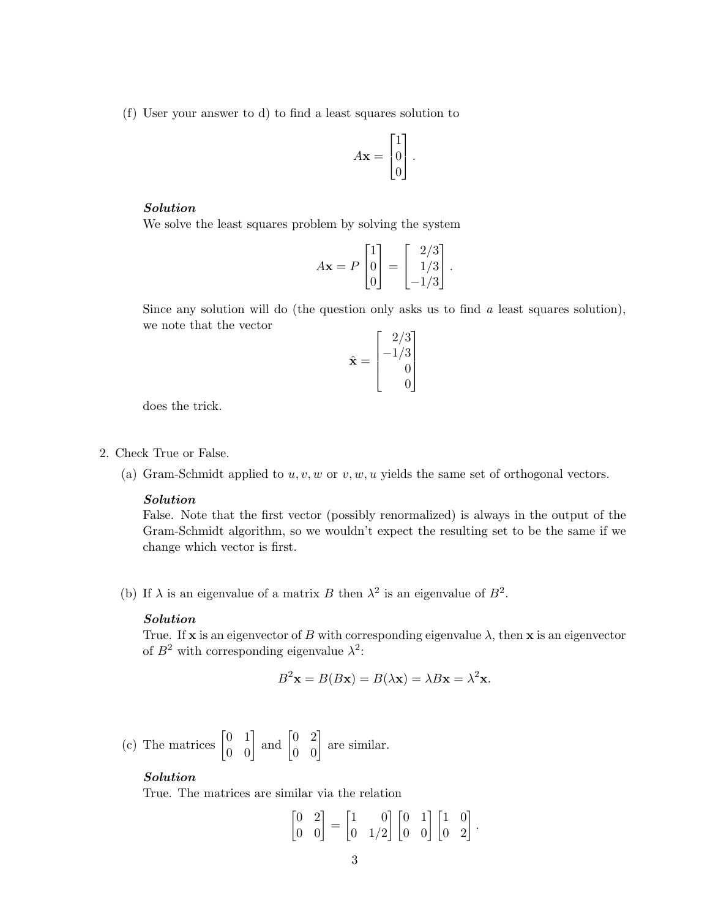(f) User your answer to d) to find a least squares solution to

$$A\mathbf{x} = \begin{bmatrix} 1 \\ 0 \\ 0 \end{bmatrix}.$$

***Solution***
We solve the least squares problem by solving the system

$$A\mathbf{x} = P \begin{bmatrix} 1 \\ 0 \\ 0 \end{bmatrix} = \begin{bmatrix} 2/3 \\ 1/3 \\ -1/3 \end{bmatrix}.$$

Since any solution will do (the question only asks us to find *a* least squares solution), we note that the vector

$$\hat{\mathbf{x}} = \begin{bmatrix} 2/3 \\ -1/3 \\ 0 \\ 0 \end{bmatrix}$$

does the trick.

2. Check True or False.

(a) Gram-Schmidt applied to $u, v, w$ or $v, w, u$ yields the same set of orthogonal vectors.

***Solution***
False. Note that the first vector (possibly renormalized) is always in the output of the Gram-Schmidt algorithm, so we wouldn't expect the resulting set to be the same if we change which vector is first.

(b) If $\lambda$ is an eigenvalue of a matrix $B$ then $\lambda^2$ is an eigenvalue of $B^2$.

***Solution***
True. If $\mathbf{x}$ is an eigenvector of $B$ with corresponding eigenvalue $\lambda$, then $\mathbf{x}$ is an eigenvector of $B^2$ with corresponding eigenvalue $\lambda^2$:

$$B^2\mathbf{x} = B(B\mathbf{x}) = B(\lambda\mathbf{x}) = \lambda B\mathbf{x} = \lambda^2\mathbf{x}.$$

(c) The matrices $\begin{bmatrix} 0 & 1 \\ 0 & 0 \end{bmatrix}$ and $\begin{bmatrix} 0 & 2 \\ 0 & 0 \end{bmatrix}$ are similar.

***Solution***
True. The matrices are similar via the relation

$$\begin{bmatrix} 0 & 2 \\ 0 & 0 \end{bmatrix} = \begin{bmatrix} 1 & 0 \\ 0 & 1/2 \end{bmatrix} \begin{bmatrix} 0 & 1 \\ 0 & 0 \end{bmatrix} \begin{bmatrix} 1 & 0 \\ 0 & 2 \end{bmatrix}.$$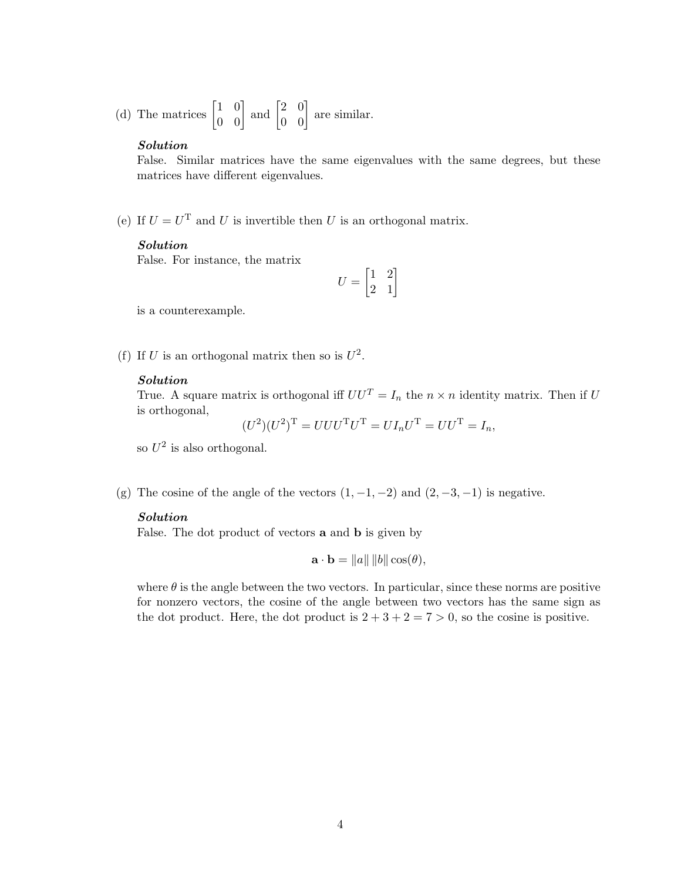(d) The matrices $\begin{bmatrix} 1 & 0 \\ 0 & 0 \end{bmatrix}$ and $\begin{bmatrix} 2 & 0 \\ 0 & 0 \end{bmatrix}$ are similar.

***Solution***
False. Similar matrices have the same eigenvalues with the same degrees, but these matrices have different eigenvalues.

(e) If $U = U^{\mathrm{T}}$ and $U$ is invertible then $U$ is an orthogonal matrix.

***Solution***
False. For instance, the matrix

$$U = \begin{bmatrix} 1 & 2 \\ 2 & 1 \end{bmatrix}$$

is a counterexample.

(f) If $U$ is an orthogonal matrix then so is $U^2$.

***Solution***
True. A square matrix is orthogonal iff $UU^T = I_n$ the $n \times n$ identity matrix. Then if $U$ is orthogonal,

$$(U^2)(U^2)^{\mathrm{T}} = UUU^{\mathrm{T}}U^{\mathrm{T}} = UI_nU^{\mathrm{T}} = UU^{\mathrm{T}} = I_n,$$

so $U^2$ is also orthogonal.

(g) The cosine of the angle of the vectors $(1, -1, -2)$ and $(2, -3, -1)$ is negative.

***Solution***
False. The dot product of vectors $\mathbf{a}$ and $\mathbf{b}$ is given by

$$\mathbf{a} \cdot \mathbf{b} = \|a\| \, \|b\| \cos(\theta),$$

where $\theta$ is the angle between the two vectors. In particular, since these norms are positive for nonzero vectors, the cosine of the angle between two vectors has the same sign as the dot product. Here, the dot product is $2 + 3 + 2 = 7 > 0$, so the cosine is positive.